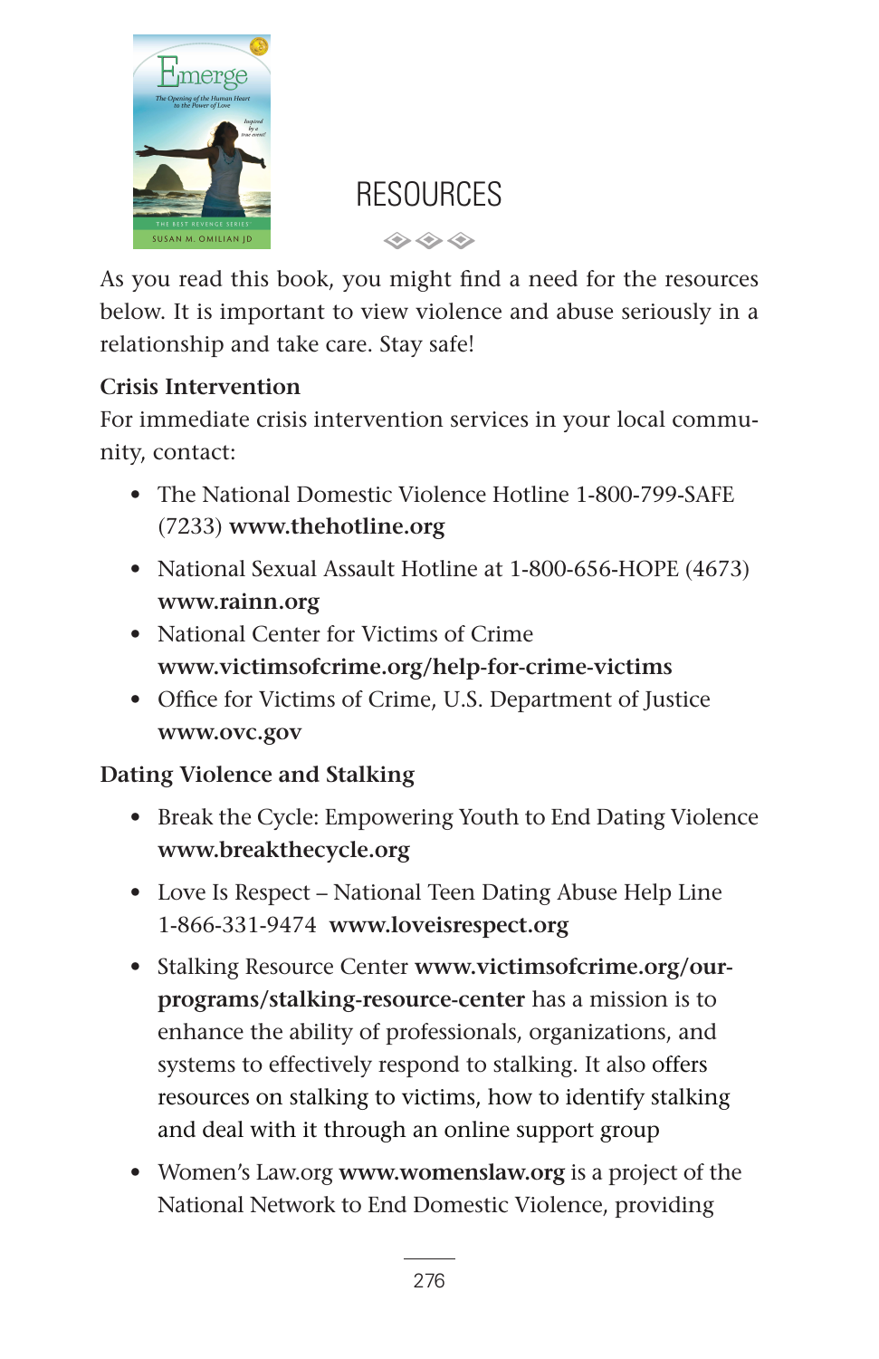# RESOURCES

As you read this book, you might find a need for the resources below. It is important to view violence and abuse seriously in a relationship and take care. Stay safe!

**Crisis Intervention**

For immediate crisis intervention services in your local community, contact:

- The National Domestic Violence Hotline 1-800-799-SAFE (7233) **www.thehotline.org**
- National Sexual Assault Hotline at 1-800-656-HOPE (4673) **www.rainn.org**
- National Center for Victims of Crime **www.victimsofcrime.org/help-for-crime-victims**
- Office for Victims of Crime, U.S. Department of Justice **www.ovc.gov**

**Dating Violence and Stalking**

- Break the Cycle: Empowering Youth to End Dating Violence **www.breakthecycle.org**
- Love Is Respect – National Teen Dating Abuse Help Line 1-866-331-9474 **www.loveisrespect.org**
- Stalking Resource Center **www.victimsofcrime.org/our-programs/stalking-resource-center** has a mission is to enhance the ability of professionals, organizations, and systems to effectively respond to stalking. It also offers resources on stalking to victims, how to identify stalking and deal with it through an online support group
- Women's Law.org **www.womenslaw.org** is a project of the National Network to End Domestic Violence, providing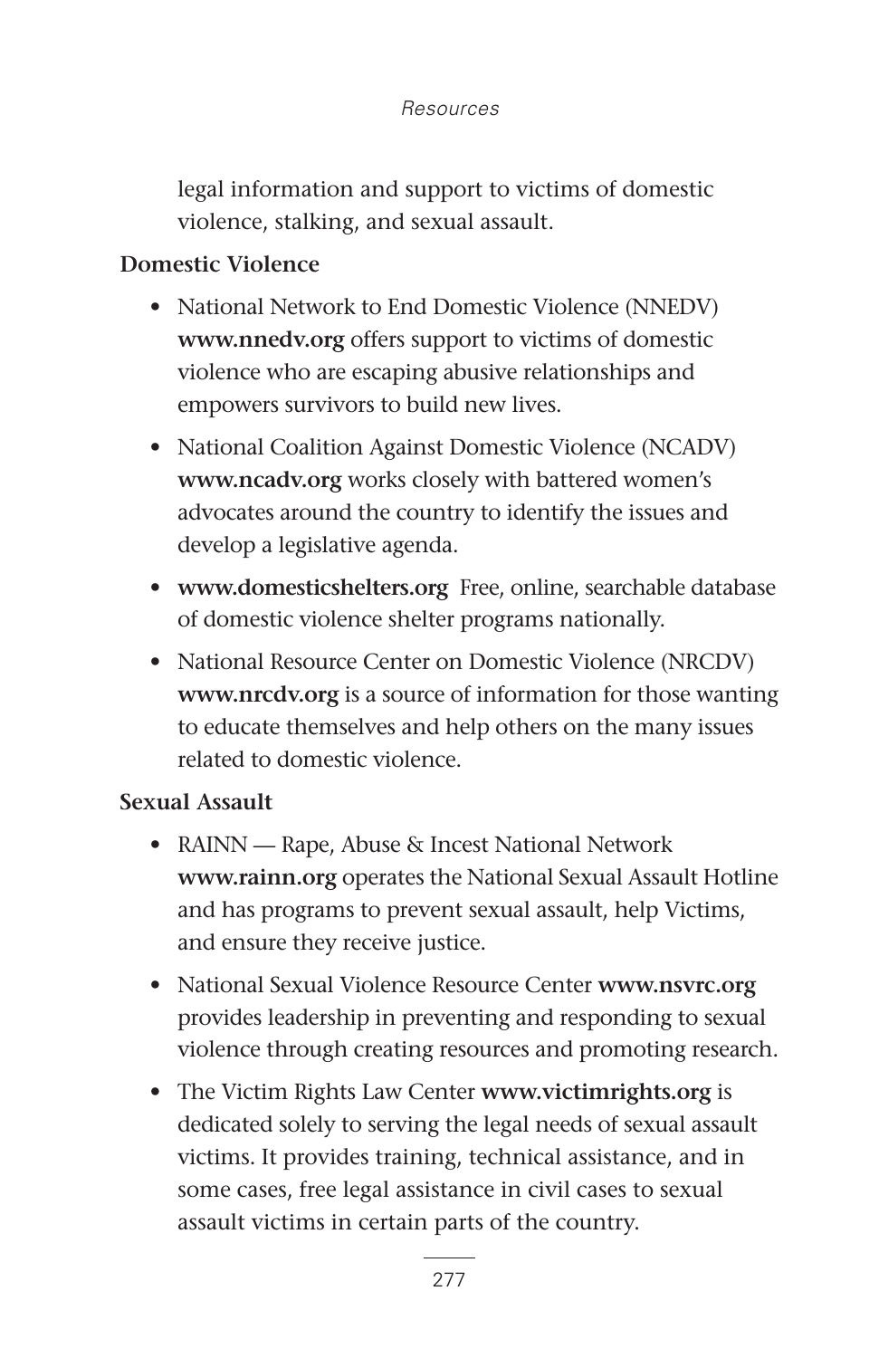legal information and support to victims of domestic violence, stalking, and sexual assault.

**Domestic Violence**

- National Network to End Domestic Violence (NNEDV) **www.nnedv.org** offers support to victims of domestic violence who are escaping abusive relationships and empowers survivors to build new lives.
- National Coalition Against Domestic Violence (NCADV) **www.ncadv.org** works closely with battered women's advocates around the country to identify the issues and develop a legislative agenda.
- **www.domesticshelters.org** Free, online, searchable database of domestic violence shelter programs nationally.
- National Resource Center on Domestic Violence (NRCDV) **www.nrcdv.org** is a source of information for those wanting to educate themselves and help others on the many issues related to domestic violence.

**Sexual Assault**

- RAINN — Rape, Abuse & Incest National Network **www.rainn.org** operates the National Sexual Assault Hotline and has programs to prevent sexual assault, help Victims, and ensure they receive justice.
- National Sexual Violence Resource Center **www.nsvrc.org** provides leadership in preventing and responding to sexual violence through creating resources and promoting research.
- The Victim Rights Law Center **www.victimrights.org** is dedicated solely to serving the legal needs of sexual assault victims. It provides training, technical assistance, and in some cases, free legal assistance in civil cases to sexual assault victims in certain parts of the country.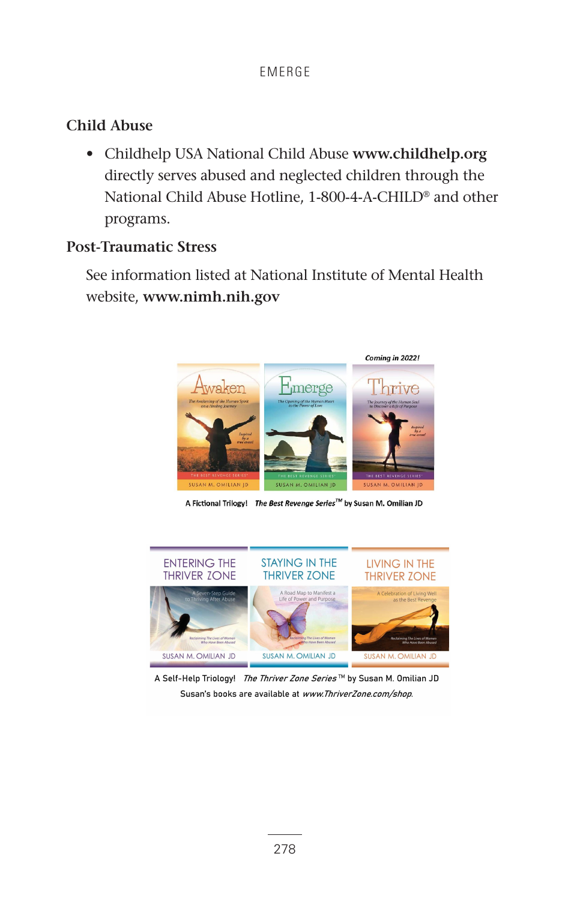## Child Abuse

- Childhelp USA National Child Abuse **www.childhelp.org** directly serves abused and neglected children through the National Child Abuse Hotline, 1-800-4-A-CHILD® and other programs.

## Post-Traumatic Stress

See information listed at National Institute of Mental Health website, **www.nimh.nih.gov**

Coming in 2022!

A Fictional Trilogy! *The Best Revenge Series*™ by Susan M. Omilian JD

A Self-Help Triology! *The Thriver Zone Series*™ by Susan M. Omilian JD

Susan's books are available at *www.ThriverZone.com/shop*.